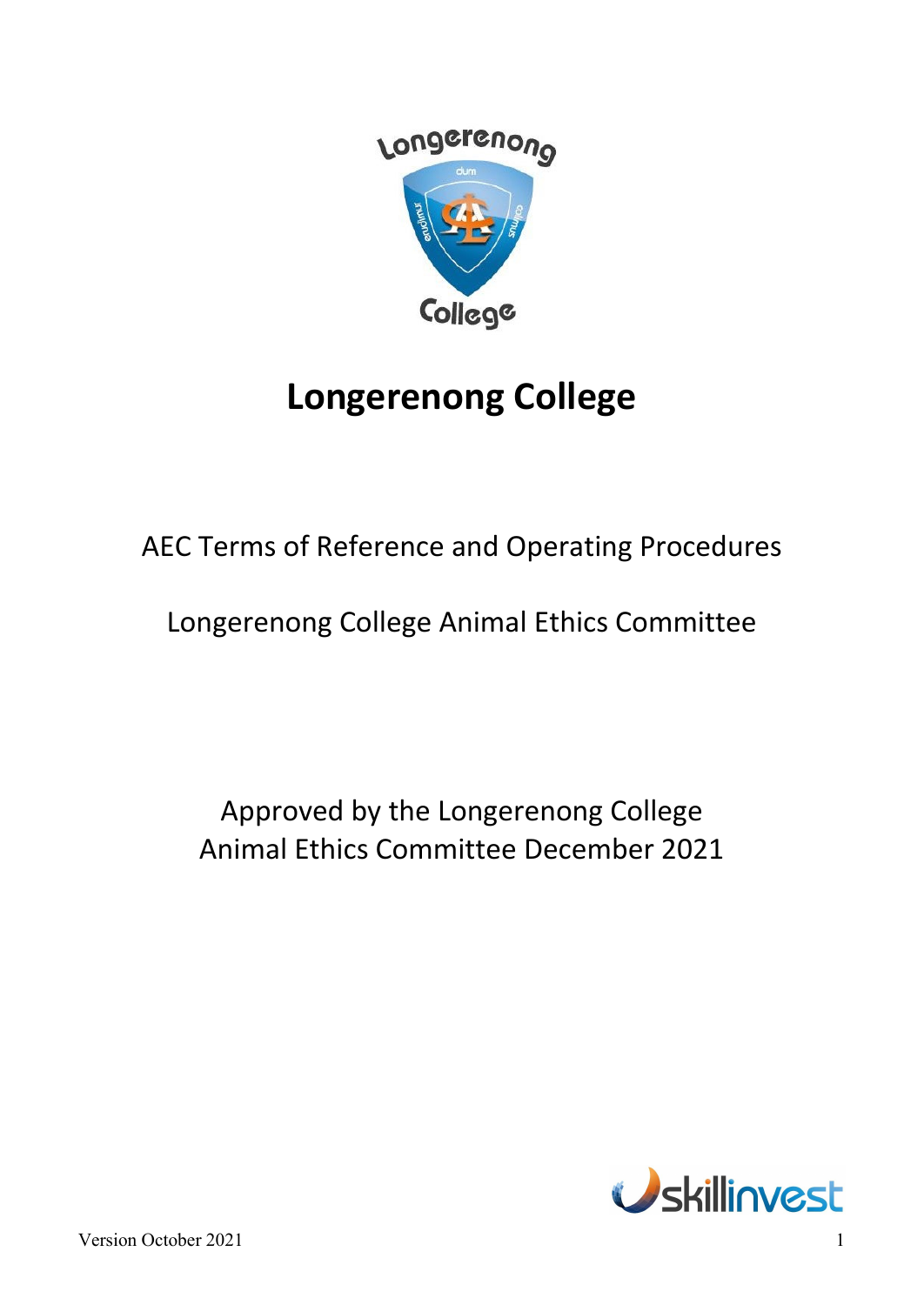# Longerenong College

AEC Terms of Reference and Operating Procedures

Longerenong College Animal Ethics Committee

Approved by the Longerenong College Animal Ethics Committee December 2021

Version October 2021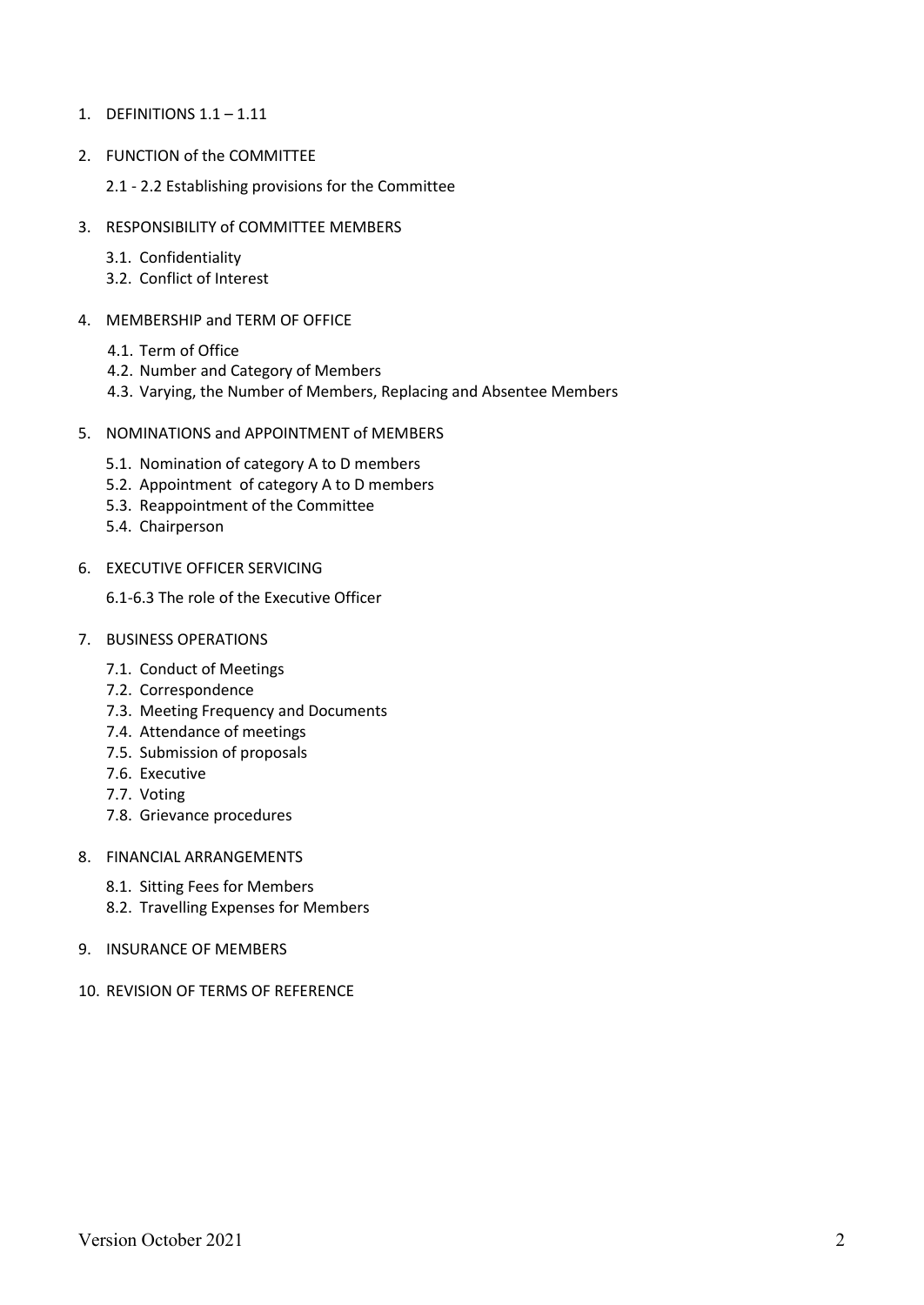1. DEFINITIONS 1.1 – 1.11

2. FUNCTION of the COMMITTEE

   2.1 - 2.2 Establishing provisions for the Committee

3. RESPONSIBILITY of COMMITTEE MEMBERS

   3.1. Confidentiality
   3.2. Conflict of Interest

4. MEMBERSHIP and TERM OF OFFICE

   4.1. Term of Office
   4.2. Number and Category of Members
   4.3. Varying, the Number of Members, Replacing and Absentee Members

5. NOMINATIONS and APPOINTMENT of MEMBERS

   5.1. Nomination of category A to D members
   5.2. Appointment of category A to D members
   5.3. Reappointment of the Committee
   5.4. Chairperson

6. EXECUTIVE OFFICER SERVICING

   6.1-6.3 The role of the Executive Officer

7. BUSINESS OPERATIONS

   7.1. Conduct of Meetings
   7.2. Correspondence
   7.3. Meeting Frequency and Documents
   7.4. Attendance of meetings
   7.5. Submission of proposals
   7.6. Executive
   7.7. Voting
   7.8. Grievance procedures

8. FINANCIAL ARRANGEMENTS

   8.1. Sitting Fees for Members
   8.2. Travelling Expenses for Members

9. INSURANCE OF MEMBERS

10. REVISION OF TERMS OF REFERENCE

Version October 2021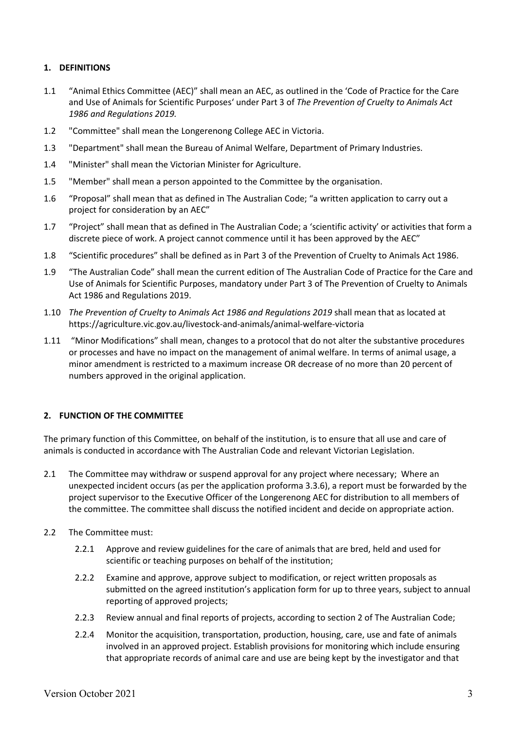## 1. DEFINITIONS

1.1 "Animal Ethics Committee (AEC)" shall mean an AEC, as outlined in the 'Code of Practice for the Care and Use of Animals for Scientific Purposes' under Part 3 of *The Prevention of Cruelty to Animals Act 1986 and Regulations 2019.*

1.2 "Committee" shall mean the Longerenong College AEC in Victoria.

1.3 "Department" shall mean the Bureau of Animal Welfare, Department of Primary Industries.

1.4 "Minister" shall mean the Victorian Minister for Agriculture.

1.5 "Member" shall mean a person appointed to the Committee by the organisation.

1.6 "Proposal" shall mean that as defined in The Australian Code; "a written application to carry out a project for consideration by an AEC"

1.7 "Project" shall mean that as defined in The Australian Code; a 'scientific activity' or activities that form a discrete piece of work. A project cannot commence until it has been approved by the AEC"

1.8 "Scientific procedures" shall be defined as in Part 3 of the Prevention of Cruelty to Animals Act 1986.

1.9 "The Australian Code" shall mean the current edition of The Australian Code of Practice for the Care and Use of Animals for Scientific Purposes, mandatory under Part 3 of The Prevention of Cruelty to Animals Act 1986 and Regulations 2019.

1.10 *The Prevention of Cruelty to Animals Act 1986 and Regulations 2019* shall mean that as located at https://agriculture.vic.gov.au/livestock-and-animals/animal-welfare-victoria

1.11 "Minor Modifications" shall mean, changes to a protocol that do not alter the substantive procedures or processes and have no impact on the management of animal welfare. In terms of animal usage, a minor amendment is restricted to a maximum increase OR decrease of no more than 20 percent of numbers approved in the original application.

## 2. FUNCTION OF THE COMMITTEE

The primary function of this Committee, on behalf of the institution, is to ensure that all use and care of animals is conducted in accordance with The Australian Code and relevant Victorian Legislation.

2.1 The Committee may withdraw or suspend approval for any project where necessary; Where an unexpected incident occurs (as per the application proforma 3.3.6), a report must be forwarded by the project supervisor to the Executive Officer of the Longerenong AEC for distribution to all members of the committee. The committee shall discuss the notified incident and decide on appropriate action.

2.2 The Committee must:

2.2.1 Approve and review guidelines for the care of animals that are bred, held and used for scientific or teaching purposes on behalf of the institution;

2.2.2 Examine and approve, approve subject to modification, or reject written proposals as submitted on the agreed institution's application form for up to three years, subject to annual reporting of approved projects;

2.2.3 Review annual and final reports of projects, according to section 2 of The Australian Code;

2.2.4 Monitor the acquisition, transportation, production, housing, care, use and fate of animals involved in an approved project. Establish provisions for monitoring which include ensuring that appropriate records of animal care and use are being kept by the investigator and that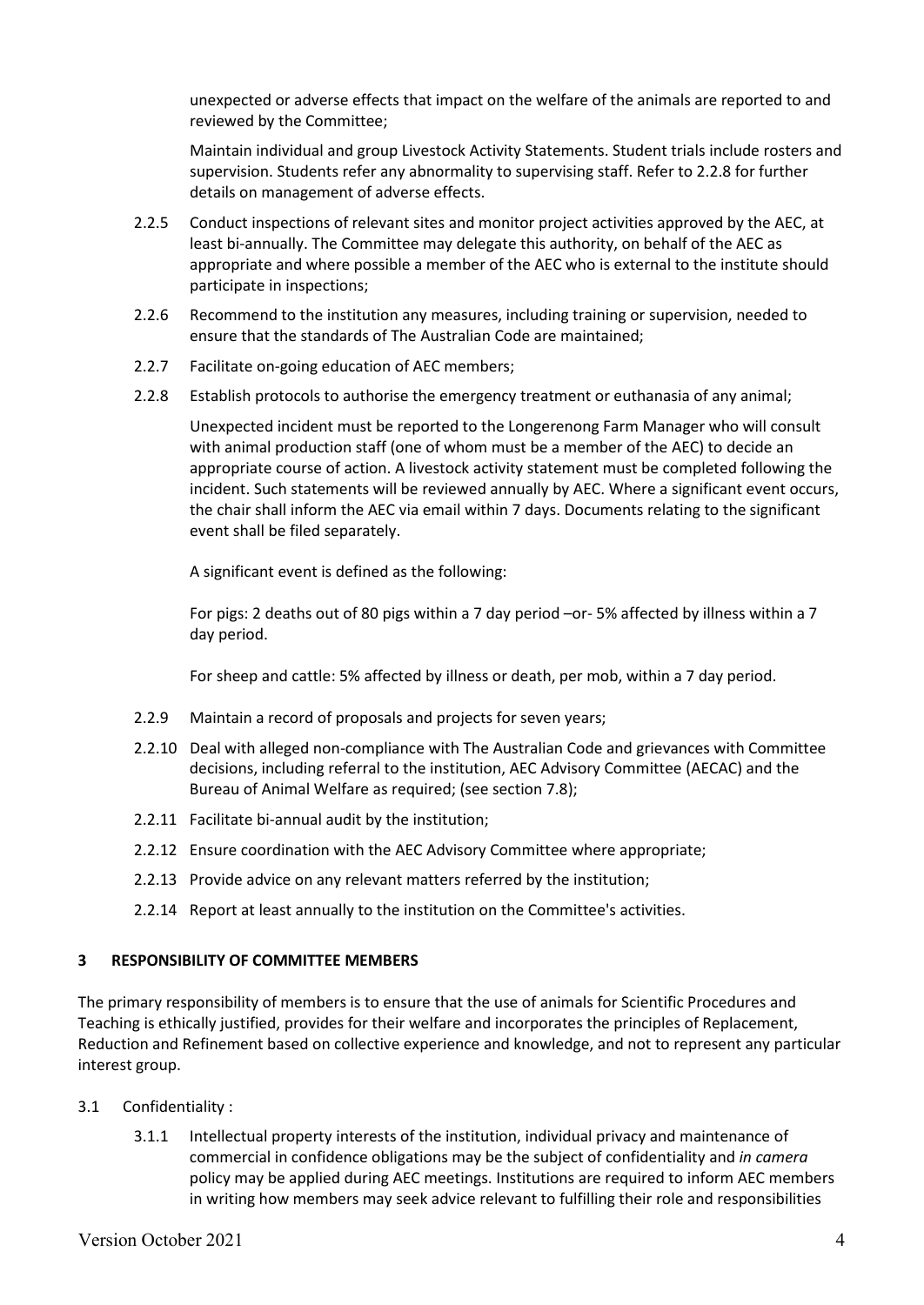unexpected or adverse effects that impact on the welfare of the animals are reported to and reviewed by the Committee;

Maintain individual and group Livestock Activity Statements. Student trials include rosters and supervision. Students refer any abnormality to supervising staff. Refer to 2.2.8 for further details on management of adverse effects.

2.2.5 Conduct inspections of relevant sites and monitor project activities approved by the AEC, at least bi-annually. The Committee may delegate this authority, on behalf of the AEC as appropriate and where possible a member of the AEC who is external to the institute should participate in inspections;

2.2.6 Recommend to the institution any measures, including training or supervision, needed to ensure that the standards of The Australian Code are maintained;

2.2.7 Facilitate on-going education of AEC members;

2.2.8 Establish protocols to authorise the emergency treatment or euthanasia of any animal;

Unexpected incident must be reported to the Longerenong Farm Manager who will consult with animal production staff (one of whom must be a member of the AEC) to decide an appropriate course of action. A livestock activity statement must be completed following the incident. Such statements will be reviewed annually by AEC. Where a significant event occurs, the chair shall inform the AEC via email within 7 days. Documents relating to the significant event shall be filed separately.

A significant event is defined as the following:

For pigs: 2 deaths out of 80 pigs within a 7 day period –or- 5% affected by illness within a 7 day period.

For sheep and cattle: 5% affected by illness or death, per mob, within a 7 day period.

2.2.9 Maintain a record of proposals and projects for seven years;

2.2.10 Deal with alleged non-compliance with The Australian Code and grievances with Committee decisions, including referral to the institution, AEC Advisory Committee (AECAC) and the Bureau of Animal Welfare as required; (see section 7.8);

2.2.11 Facilitate bi-annual audit by the institution;

2.2.12 Ensure coordination with the AEC Advisory Committee where appropriate;

2.2.13 Provide advice on any relevant matters referred by the institution;

2.2.14 Report at least annually to the institution on the Committee's activities.

## 3 RESPONSIBILITY OF COMMITTEE MEMBERS

The primary responsibility of members is to ensure that the use of animals for Scientific Procedures and Teaching is ethically justified, provides for their welfare and incorporates the principles of Replacement, Reduction and Refinement based on collective experience and knowledge, and not to represent any particular interest group.

3.1 Confidentiality :

3.1.1 Intellectual property interests of the institution, individual privacy and maintenance of commercial in confidence obligations may be the subject of confidentiality and *in camera* policy may be applied during AEC meetings. Institutions are required to inform AEC members in writing how members may seek advice relevant to fulfilling their role and responsibilities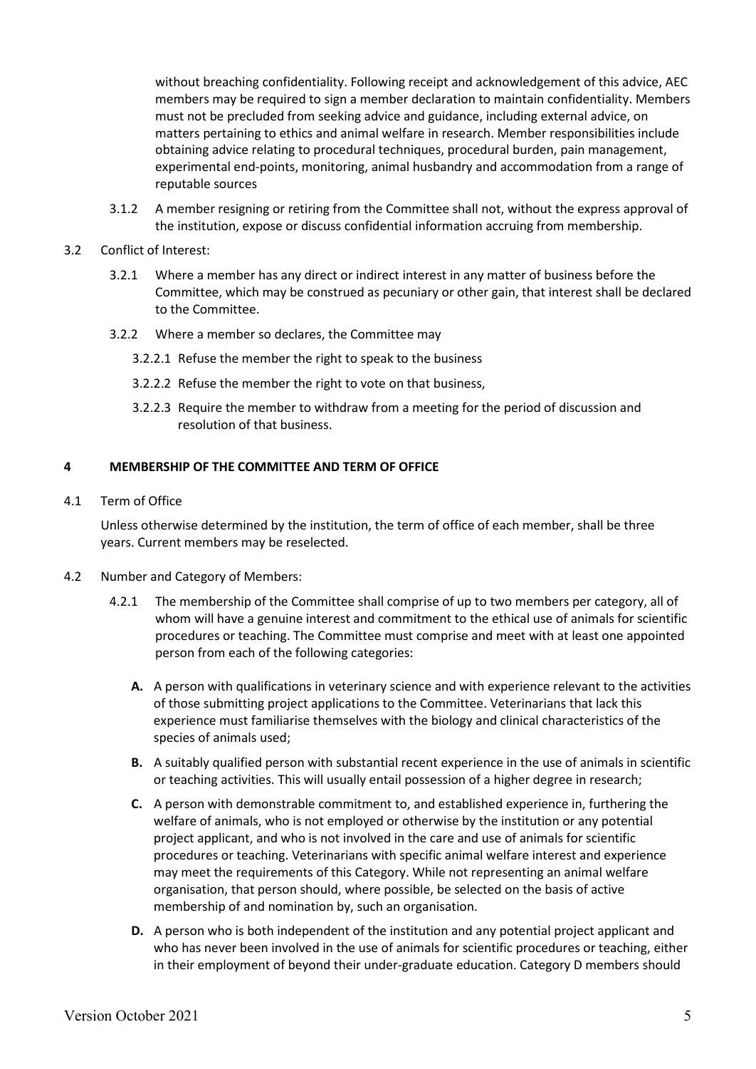without breaching confidentiality. Following receipt and acknowledgement of this advice, AEC members may be required to sign a member declaration to maintain confidentiality. Members must not be precluded from seeking advice and guidance, including external advice, on matters pertaining to ethics and animal welfare in research. Member responsibilities include obtaining advice relating to procedural techniques, procedural burden, pain management, experimental end-points, monitoring, animal husbandry and accommodation from a range of reputable sources

3.1.2 A member resigning or retiring from the Committee shall not, without the express approval of the institution, expose or discuss confidential information accruing from membership.

3.2 Conflict of Interest:

3.2.1 Where a member has any direct or indirect interest in any matter of business before the Committee, which may be construed as pecuniary or other gain, that interest shall be declared to the Committee.

3.2.2 Where a member so declares, the Committee may

3.2.2.1 Refuse the member the right to speak to the business

3.2.2.2 Refuse the member the right to vote on that business,

3.2.2.3 Require the member to withdraw from a meeting for the period of discussion and resolution of that business.

## 4 MEMBERSHIP OF THE COMMITTEE AND TERM OF OFFICE

4.1 Term of Office

Unless otherwise determined by the institution, the term of office of each member, shall be three years. Current members may be reselected.

4.2 Number and Category of Members:

4.2.1 The membership of the Committee shall comprise of up to two members per category, all of whom will have a genuine interest and commitment to the ethical use of animals for scientific procedures or teaching. The Committee must comprise and meet with at least one appointed person from each of the following categories:

**A.** A person with qualifications in veterinary science and with experience relevant to the activities of those submitting project applications to the Committee. Veterinarians that lack this experience must familiarise themselves with the biology and clinical characteristics of the species of animals used;

**B.** A suitably qualified person with substantial recent experience in the use of animals in scientific or teaching activities. This will usually entail possession of a higher degree in research;

**C.** A person with demonstrable commitment to, and established experience in, furthering the welfare of animals, who is not employed or otherwise by the institution or any potential project applicant, and who is not involved in the care and use of animals for scientific procedures or teaching. Veterinarians with specific animal welfare interest and experience may meet the requirements of this Category. While not representing an animal welfare organisation, that person should, where possible, be selected on the basis of active membership of and nomination by, such an organisation.

**D.** A person who is both independent of the institution and any potential project applicant and who has never been involved in the use of animals for scientific procedures or teaching, either in their employment of beyond their under-graduate education. Category D members should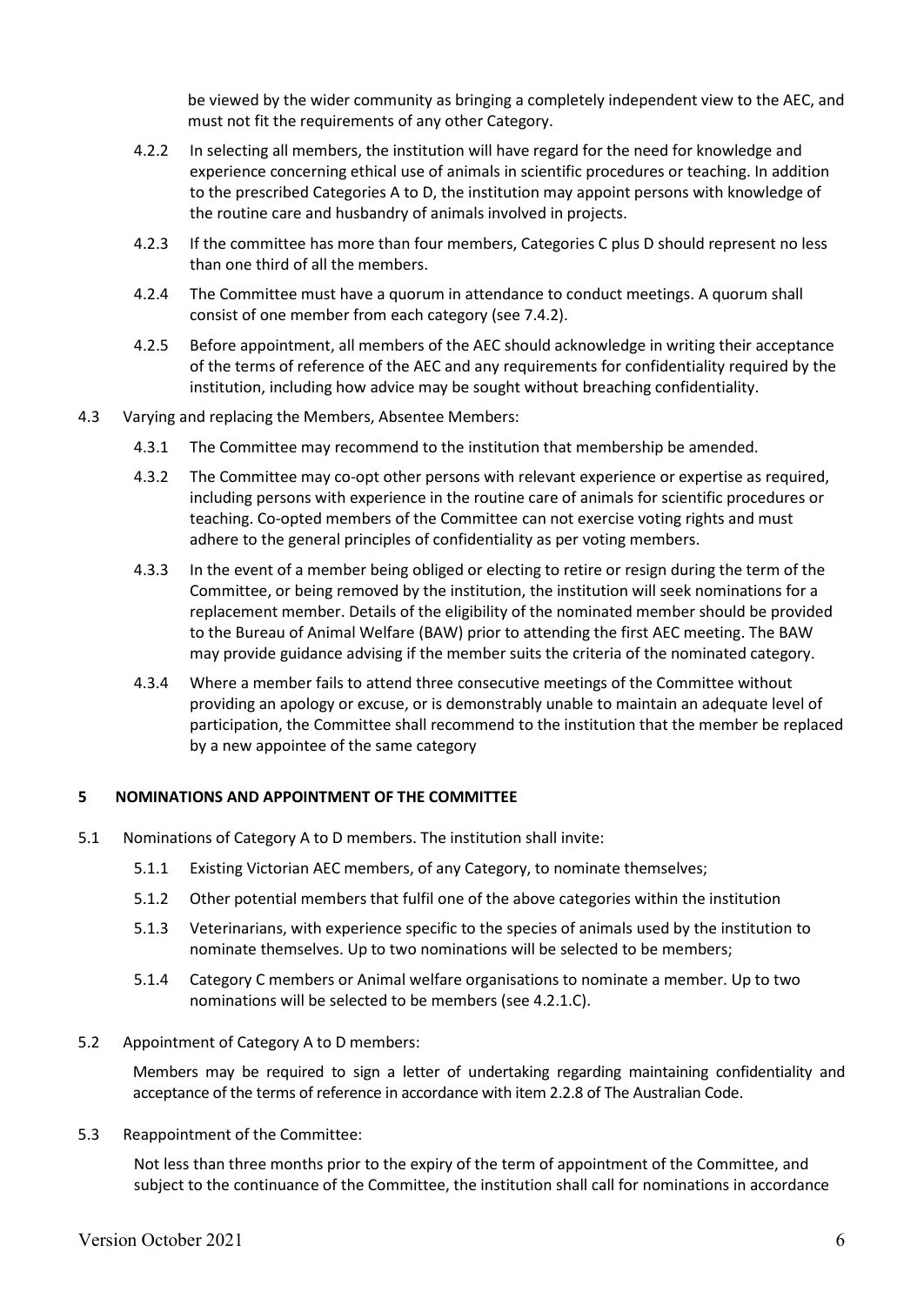be viewed by the wider community as bringing a completely independent view to the AEC, and must not fit the requirements of any other Category.

4.2.2 In selecting all members, the institution will have regard for the need for knowledge and experience concerning ethical use of animals in scientific procedures or teaching. In addition to the prescribed Categories A to D, the institution may appoint persons with knowledge of the routine care and husbandry of animals involved in projects.

4.2.3 If the committee has more than four members, Categories C plus D should represent no less than one third of all the members.

4.2.4 The Committee must have a quorum in attendance to conduct meetings. A quorum shall consist of one member from each category (see 7.4.2).

4.2.5 Before appointment, all members of the AEC should acknowledge in writing their acceptance of the terms of reference of the AEC and any requirements for confidentiality required by the institution, including how advice may be sought without breaching confidentiality.

4.3 Varying and replacing the Members, Absentee Members:

4.3.1 The Committee may recommend to the institution that membership be amended.

4.3.2 The Committee may co-opt other persons with relevant experience or expertise as required, including persons with experience in the routine care of animals for scientific procedures or teaching. Co-opted members of the Committee can not exercise voting rights and must adhere to the general principles of confidentiality as per voting members.

4.3.3 In the event of a member being obliged or electing to retire or resign during the term of the Committee, or being removed by the institution, the institution will seek nominations for a replacement member. Details of the eligibility of the nominated member should be provided to the Bureau of Animal Welfare (BAW) prior to attending the first AEC meeting. The BAW may provide guidance advising if the member suits the criteria of the nominated category.

4.3.4 Where a member fails to attend three consecutive meetings of the Committee without providing an apology or excuse, or is demonstrably unable to maintain an adequate level of participation, the Committee shall recommend to the institution that the member be replaced by a new appointee of the same category

## 5 NOMINATIONS AND APPOINTMENT OF THE COMMITTEE

5.1 Nominations of Category A to D members. The institution shall invite:

5.1.1 Existing Victorian AEC members, of any Category, to nominate themselves;

5.1.2 Other potential members that fulfil one of the above categories within the institution

5.1.3 Veterinarians, with experience specific to the species of animals used by the institution to nominate themselves. Up to two nominations will be selected to be members;

5.1.4 Category C members or Animal welfare organisations to nominate a member. Up to two nominations will be selected to be members (see 4.2.1.C).

5.2 Appointment of Category A to D members:

Members may be required to sign a letter of undertaking regarding maintaining confidentiality and acceptance of the terms of reference in accordance with item 2.2.8 of The Australian Code.

5.3 Reappointment of the Committee:

Not less than three months prior to the expiry of the term of appointment of the Committee, and subject to the continuance of the Committee, the institution shall call for nominations in accordance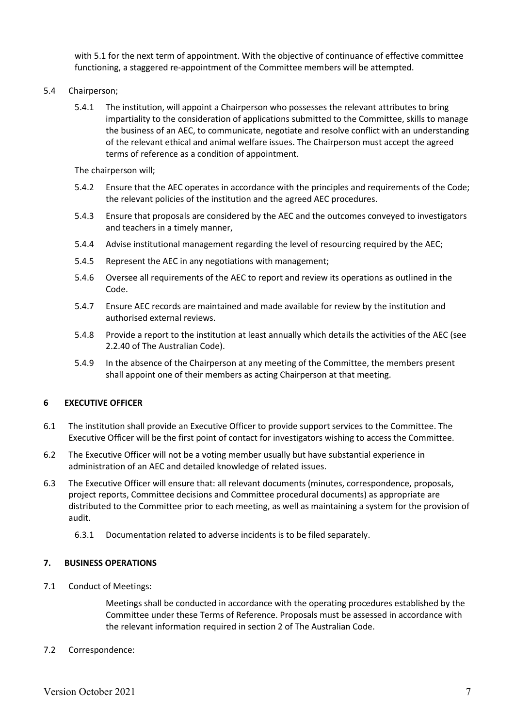with 5.1 for the next term of appointment. With the objective of continuance of effective committee functioning, a staggered re-appointment of the Committee members will be attempted.

5.4 Chairperson;

5.4.1 The institution, will appoint a Chairperson who possesses the relevant attributes to bring impartiality to the consideration of applications submitted to the Committee, skills to manage the business of an AEC, to communicate, negotiate and resolve conflict with an understanding of the relevant ethical and animal welfare issues. The Chairperson must accept the agreed terms of reference as a condition of appointment.

The chairperson will;

5.4.2 Ensure that the AEC operates in accordance with the principles and requirements of the Code; the relevant policies of the institution and the agreed AEC procedures.

5.4.3 Ensure that proposals are considered by the AEC and the outcomes conveyed to investigators and teachers in a timely manner,

5.4.4 Advise institutional management regarding the level of resourcing required by the AEC;

5.4.5 Represent the AEC in any negotiations with management;

5.4.6 Oversee all requirements of the AEC to report and review its operations as outlined in the Code.

5.4.7 Ensure AEC records are maintained and made available for review by the institution and authorised external reviews.

5.4.8 Provide a report to the institution at least annually which details the activities of the AEC (see 2.2.40 of The Australian Code).

5.4.9 In the absence of the Chairperson at any meeting of the Committee, the members present shall appoint one of their members as acting Chairperson at that meeting.

## 6 EXECUTIVE OFFICER

6.1 The institution shall provide an Executive Officer to provide support services to the Committee. The Executive Officer will be the first point of contact for investigators wishing to access the Committee.

6.2 The Executive Officer will not be a voting member usually but have substantial experience in administration of an AEC and detailed knowledge of related issues.

6.3 The Executive Officer will ensure that: all relevant documents (minutes, correspondence, proposals, project reports, Committee decisions and Committee procedural documents) as appropriate are distributed to the Committee prior to each meeting, as well as maintaining a system for the provision of audit.

6.3.1 Documentation related to adverse incidents is to be filed separately.

## 7. BUSINESS OPERATIONS

7.1 Conduct of Meetings:

Meetings shall be conducted in accordance with the operating procedures established by the Committee under these Terms of Reference. Proposals must be assessed in accordance with the relevant information required in section 2 of The Australian Code.

7.2 Correspondence: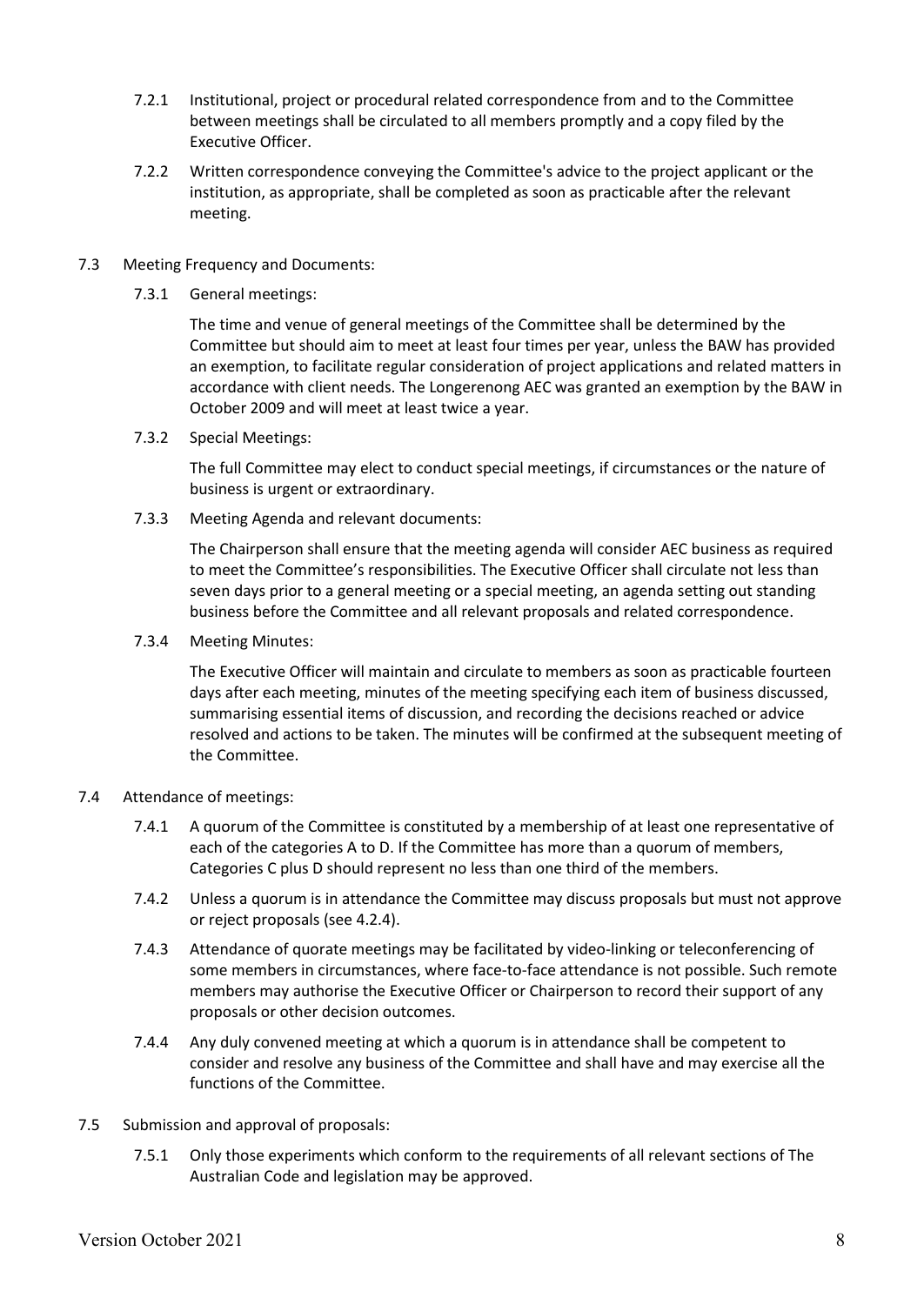7.2.1 Institutional, project or procedural related correspondence from and to the Committee between meetings shall be circulated to all members promptly and a copy filed by the Executive Officer.

7.2.2 Written correspondence conveying the Committee's advice to the project applicant or the institution, as appropriate, shall be completed as soon as practicable after the relevant meeting.

7.3 Meeting Frequency and Documents:

7.3.1 General meetings:

The time and venue of general meetings of the Committee shall be determined by the Committee but should aim to meet at least four times per year, unless the BAW has provided an exemption, to facilitate regular consideration of project applications and related matters in accordance with client needs. The Longerenong AEC was granted an exemption by the BAW in October 2009 and will meet at least twice a year.

7.3.2 Special Meetings:

The full Committee may elect to conduct special meetings, if circumstances or the nature of business is urgent or extraordinary.

7.3.3 Meeting Agenda and relevant documents:

The Chairperson shall ensure that the meeting agenda will consider AEC business as required to meet the Committee's responsibilities. The Executive Officer shall circulate not less than seven days prior to a general meeting or a special meeting, an agenda setting out standing business before the Committee and all relevant proposals and related correspondence.

7.3.4 Meeting Minutes:

The Executive Officer will maintain and circulate to members as soon as practicable fourteen days after each meeting, minutes of the meeting specifying each item of business discussed, summarising essential items of discussion, and recording the decisions reached or advice resolved and actions to be taken. The minutes will be confirmed at the subsequent meeting of the Committee.

7.4 Attendance of meetings:

7.4.1 A quorum of the Committee is constituted by a membership of at least one representative of each of the categories A to D. If the Committee has more than a quorum of members, Categories C plus D should represent no less than one third of the members.

7.4.2 Unless a quorum is in attendance the Committee may discuss proposals but must not approve or reject proposals (see 4.2.4).

7.4.3 Attendance of quorate meetings may be facilitated by video-linking or teleconferencing of some members in circumstances, where face-to-face attendance is not possible. Such remote members may authorise the Executive Officer or Chairperson to record their support of any proposals or other decision outcomes.

7.4.4 Any duly convened meeting at which a quorum is in attendance shall be competent to consider and resolve any business of the Committee and shall have and may exercise all the functions of the Committee.

7.5 Submission and approval of proposals:

7.5.1 Only those experiments which conform to the requirements of all relevant sections of The Australian Code and legislation may be approved.

Version October 2021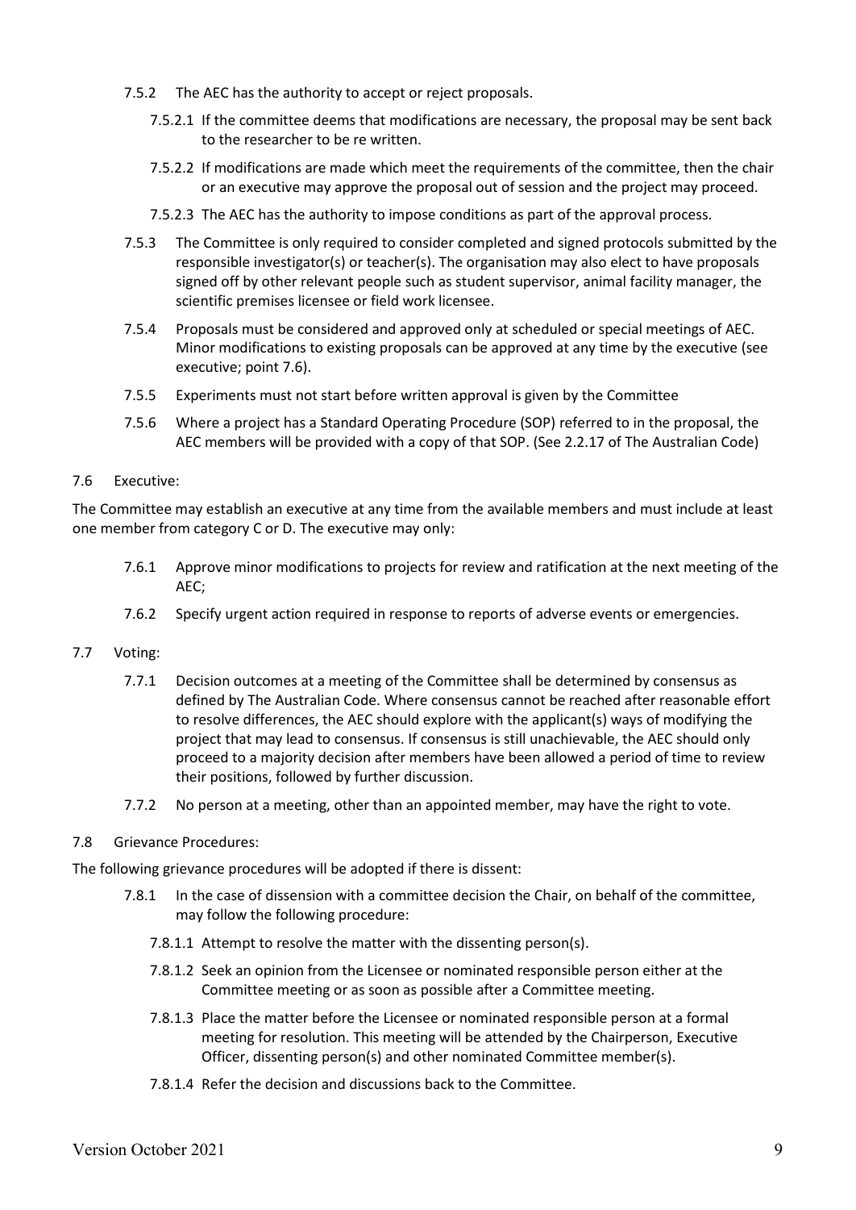7.5.2 The AEC has the authority to accept or reject proposals.

7.5.2.1 If the committee deems that modifications are necessary, the proposal may be sent back to the researcher to be re written.

7.5.2.2 If modifications are made which meet the requirements of the committee, then the chair or an executive may approve the proposal out of session and the project may proceed.

7.5.2.3 The AEC has the authority to impose conditions as part of the approval process.

7.5.3 The Committee is only required to consider completed and signed protocols submitted by the responsible investigator(s) or teacher(s). The organisation may also elect to have proposals signed off by other relevant people such as student supervisor, animal facility manager, the scientific premises licensee or field work licensee.

7.5.4 Proposals must be considered and approved only at scheduled or special meetings of AEC. Minor modifications to existing proposals can be approved at any time by the executive (see executive; point 7.6).

7.5.5 Experiments must not start before written approval is given by the Committee

7.5.6 Where a project has a Standard Operating Procedure (SOP) referred to in the proposal, the AEC members will be provided with a copy of that SOP. (See 2.2.17 of The Australian Code)

7.6 Executive:

The Committee may establish an executive at any time from the available members and must include at least one member from category C or D. The executive may only:

7.6.1 Approve minor modifications to projects for review and ratification at the next meeting of the AEC;

7.6.2 Specify urgent action required in response to reports of adverse events or emergencies.

7.7 Voting:

7.7.1 Decision outcomes at a meeting of the Committee shall be determined by consensus as defined by The Australian Code. Where consensus cannot be reached after reasonable effort to resolve differences, the AEC should explore with the applicant(s) ways of modifying the project that may lead to consensus. If consensus is still unachievable, the AEC should only proceed to a majority decision after members have been allowed a period of time to review their positions, followed by further discussion.

7.7.2 No person at a meeting, other than an appointed member, may have the right to vote.

7.8 Grievance Procedures:

The following grievance procedures will be adopted if there is dissent:

7.8.1 In the case of dissension with a committee decision the Chair, on behalf of the committee, may follow the following procedure:

7.8.1.1 Attempt to resolve the matter with the dissenting person(s).

7.8.1.2 Seek an opinion from the Licensee or nominated responsible person either at the Committee meeting or as soon as possible after a Committee meeting.

7.8.1.3 Place the matter before the Licensee or nominated responsible person at a formal meeting for resolution. This meeting will be attended by the Chairperson, Executive Officer, dissenting person(s) and other nominated Committee member(s).

7.8.1.4 Refer the decision and discussions back to the Committee.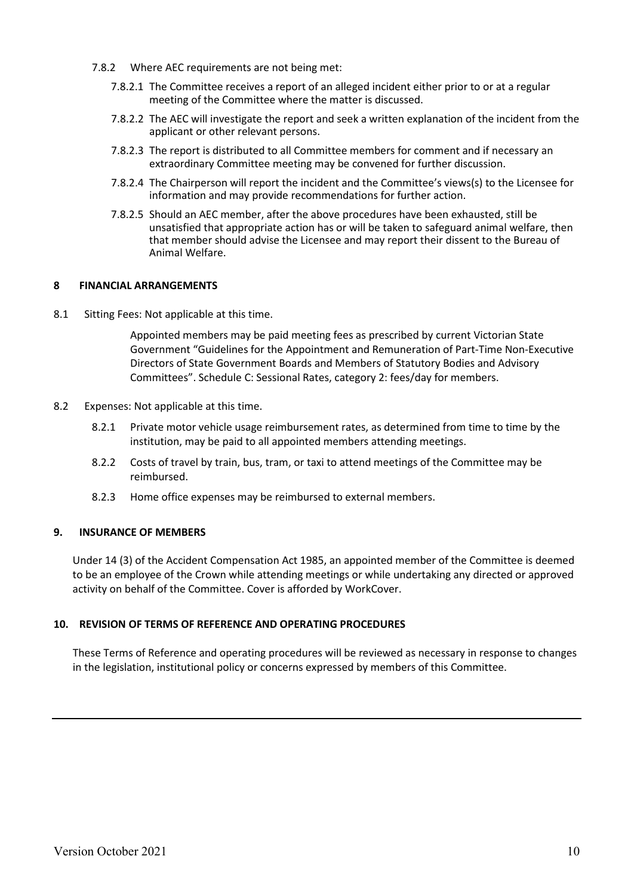7.8.2 Where AEC requirements are not being met:

7.8.2.1 The Committee receives a report of an alleged incident either prior to or at a regular meeting of the Committee where the matter is discussed.

7.8.2.2 The AEC will investigate the report and seek a written explanation of the incident from the applicant or other relevant persons.

7.8.2.3 The report is distributed to all Committee members for comment and if necessary an extraordinary Committee meeting may be convened for further discussion.

7.8.2.4 The Chairperson will report the incident and the Committee's views(s) to the Licensee for information and may provide recommendations for further action.

7.8.2.5 Should an AEC member, after the above procedures have been exhausted, still be unsatisfied that appropriate action has or will be taken to safeguard animal welfare, then that member should advise the Licensee and may report their dissent to the Bureau of Animal Welfare.

## 8 FINANCIAL ARRANGEMENTS

8.1 Sitting Fees: Not applicable at this time.

Appointed members may be paid meeting fees as prescribed by current Victorian State Government "Guidelines for the Appointment and Remuneration of Part-Time Non-Executive Directors of State Government Boards and Members of Statutory Bodies and Advisory Committees". Schedule C: Sessional Rates, category 2: fees/day for members.

8.2 Expenses: Not applicable at this time.

8.2.1 Private motor vehicle usage reimbursement rates, as determined from time to time by the institution, may be paid to all appointed members attending meetings.

8.2.2 Costs of travel by train, bus, tram, or taxi to attend meetings of the Committee may be reimbursed.

8.2.3 Home office expenses may be reimbursed to external members.

## 9. INSURANCE OF MEMBERS

Under 14 (3) of the Accident Compensation Act 1985, an appointed member of the Committee is deemed to be an employee of the Crown while attending meetings or while undertaking any directed or approved activity on behalf of the Committee. Cover is afforded by WorkCover.

## 10. REVISION OF TERMS OF REFERENCE AND OPERATING PROCEDURES

These Terms of Reference and operating procedures will be reviewed as necessary in response to changes in the legislation, institutional policy or concerns expressed by members of this Committee.

---

Version October 2021